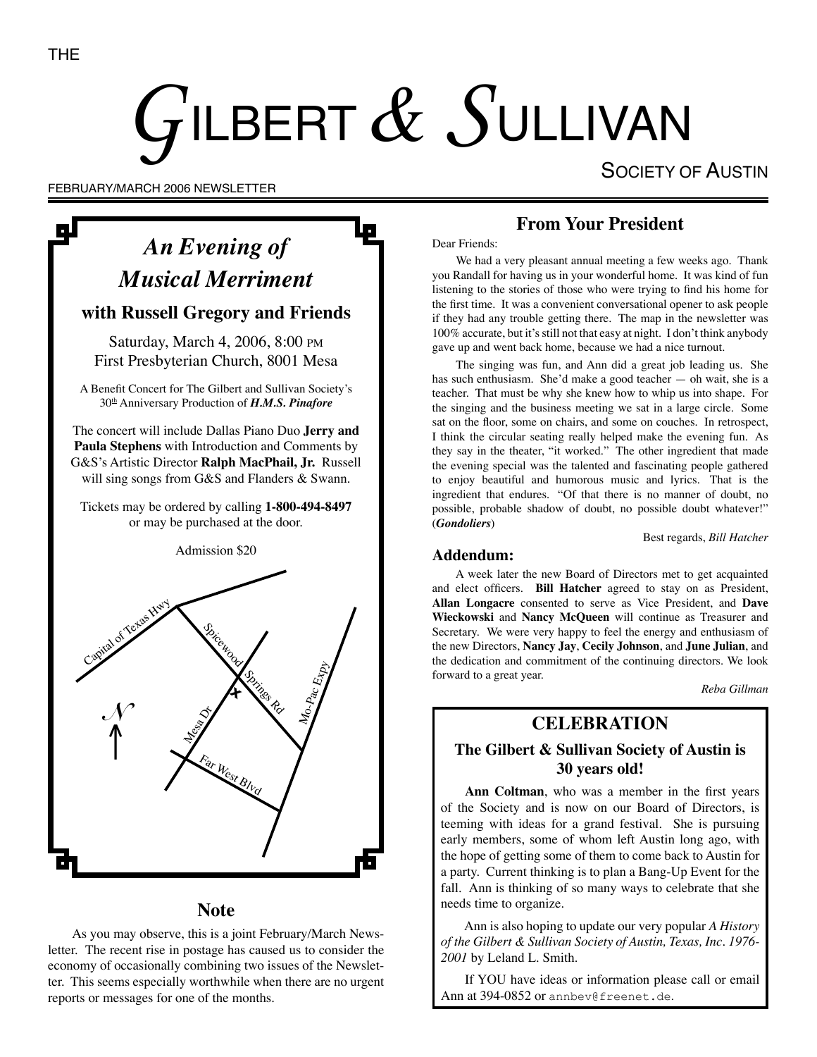THE

# GILBERT & SULLIVAN

SOCIETY OF AUSTIN

FEBRUARY/MARCH 2006 NEWSLETTER

## *An Evening of Musical Merriment*

### with Russell Gregory and Friends

Saturday, March 4, 2006, 8:00 PM
First Presbyterian Church, 8001 Mesa

A Benefit Concert for The Gilbert and Sullivan Society's 30th Anniversary Production of ***H.M.S. Pinafore***

The concert will include Dallas Piano Duo **Jerry and Paula Stephens** with Introduction and Comments by G&S's Artistic Director **Ralph MacPhail, Jr.** Russell will sing songs from G&S and Flanders & Swann.

Tickets may be ordered by calling **1-800-494-8497** or may be purchased at the door.

Admission $20

Capital of Texas Hwy · Spicewood Springs Rd · Mo-Pac Expy · Mesa Dr · Far West Blvd · N

## Note

As you may observe, this is a joint February/March Newsletter. The recent rise in postage has caused us to consider the economy of occasionally combining two issues of the Newsletter. This seems especially worthwhile when there are no urgent reports or messages for one of the months.

## From Your President

Dear Friends:

We had a very pleasant annual meeting a few weeks ago. Thank you Randall for having us in your wonderful home. It was kind of fun listening to the stories of those who were trying to find his home for the first time. It was a convenient conversational opener to ask people if they had any trouble getting there. The map in the newsletter was 100% accurate, but it's still not that easy at night. I don't think anybody gave up and went back home, because we had a nice turnout.

The singing was fun, and Ann did a great job leading us. She has such enthusiasm. She'd make a good teacher — oh wait, she is a teacher. That must be why she knew how to whip us into shape. For the singing and the business meeting we sat in a large circle. Some sat on the floor, some on chairs, and some on couches. In retrospect, I think the circular seating really helped make the evening fun. As they say in the theater, "it worked." The other ingredient that made the evening special was the talented and fascinating people gathered to enjoy beautiful and humorous music and lyrics. That is the ingredient that endures. "Of that there is no manner of doubt, no possible, probable shadow of doubt, no possible doubt whatever!" (***Gondoliers***)

Best regards, *Bill Hatcher*

### Addendum:

A week later the new Board of Directors met to get acquainted and elect officers. **Bill Hatcher** agreed to stay on as President, **Allan Longacre** consented to serve as Vice President, and **Dave Wieckowski** and **Nancy McQueen** will continue as Treasurer and Secretary. We were very happy to feel the energy and enthusiasm of the new Directors, **Nancy Jay**, **Cecily Johnson**, and **June Julian**, and the dedication and commitment of the continuing directors. We look forward to a great year.

*Reba Gillman*

## CELEBRATION

### The Gilbert & Sullivan Society of Austin is 30 years old!

**Ann Coltman**, who was a member in the first years of the Society and is now on our Board of Directors, is teeming with ideas for a grand festival. She is pursuing early members, some of whom left Austin long ago, with the hope of getting some of them to come back to Austin for a party. Current thinking is to plan a Bang-Up Event for the fall. Ann is thinking of so many ways to celebrate that she needs time to organize.

Ann is also hoping to update our very popular *A History of the Gilbert & Sullivan Society of Austin, Texas, Inc. 1976-2001* by Leland L. Smith.

If YOU have ideas or information please call or email Ann at 394-0852 or annbev@freenet.de.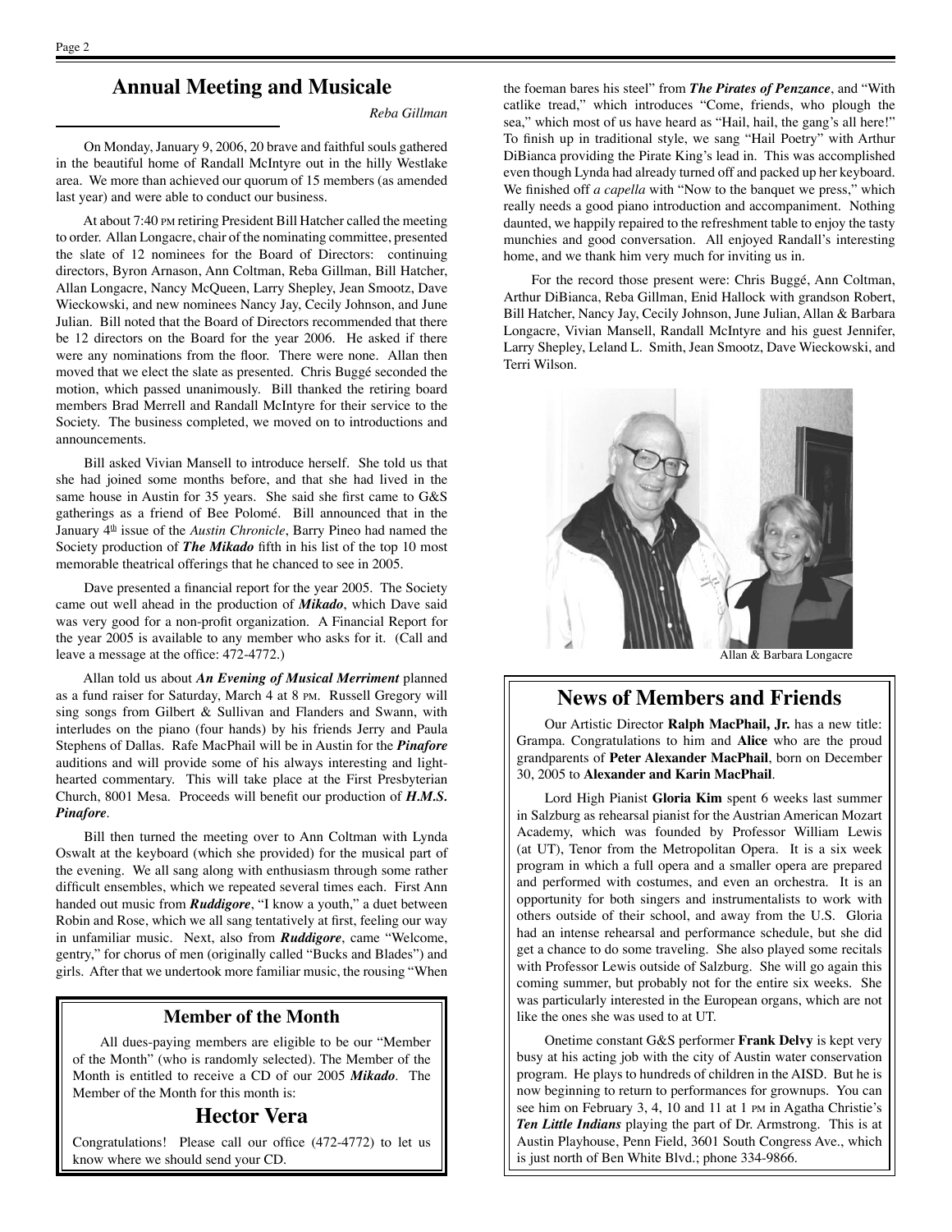## Annual Meeting and Musicale

*Reba Gillman*

On Monday, January 9, 2006, 20 brave and faithful souls gathered in the beautiful home of Randall McIntyre out in the hilly Westlake area. We more than achieved our quorum of 15 members (as amended last year) and were able to conduct our business.

At about 7:40 PM retiring President Bill Hatcher called the meeting to order. Allan Longacre, chair of the nominating committee, presented the slate of 12 nominees for the Board of Directors: continuing directors, Byron Arnason, Ann Coltman, Reba Gillman, Bill Hatcher, Allan Longacre, Nancy McQueen, Larry Shepley, Jean Smootz, Dave Wieckowski, and new nominees Nancy Jay, Cecily Johnson, and June Julian. Bill noted that the Board of Directors recommended that there be 12 directors on the Board for the year 2006. He asked if there were any nominations from the floor. There were none. Allan then moved that we elect the slate as presented. Chris Buggé seconded the motion, which passed unanimously. Bill thanked the retiring board members Brad Merrell and Randall McIntyre for their service to the Society. The business completed, we moved on to introductions and announcements.

Bill asked Vivian Mansell to introduce herself. She told us that she had joined some months before, and that she had lived in the same house in Austin for 35 years. She said she first came to G&S gatherings as a friend of Bee Polomé. Bill announced that in the January 4th issue of the *Austin Chronicle*, Barry Pineo had named the Society production of ***The Mikado*** fifth in his list of the top 10 most memorable theatrical offerings that he chanced to see in 2005.

Dave presented a financial report for the year 2005. The Society came out well ahead in the production of ***Mikado***, which Dave said was very good for a non-profit organization. A Financial Report for the year 2005 is available to any member who asks for it. (Call and leave a message at the office: 472-4772.)

Allan told us about ***An Evening of Musical Merriment*** planned as a fund raiser for Saturday, March 4 at 8 PM. Russell Gregory will sing songs from Gilbert & Sullivan and Flanders and Swann, with interludes on the piano (four hands) by his friends Jerry and Paula Stephens of Dallas. Rafe MacPhail will be in Austin for the ***Pinafore*** auditions and will provide some of his always interesting and light-hearted commentary. This will take place at the First Presbyterian Church, 8001 Mesa. Proceeds will benefit our production of ***H.M.S. Pinafore***.

Bill then turned the meeting over to Ann Coltman with Lynda Oswalt at the keyboard (which she provided) for the musical part of the evening. We all sang along with enthusiasm through some rather difficult ensembles, which we repeated several times each. First Ann handed out music from ***Ruddigore***, "I know a youth," a duet between Robin and Rose, which we all sang tentatively at first, feeling our way in unfamiliar music. Next, also from ***Ruddigore***, came "Welcome, gentry," for chorus of men (originally called "Bucks and Blades") and girls. After that we undertook more familiar music, the rousing "When the foeman bares his steel" from ***The Pirates of Penzance***, and "With catlike tread," which introduces "Come, friends, who plough the sea," which most of us have heard as "Hail, hail, the gang's all here!" To finish up in traditional style, we sang "Hail Poetry" with Arthur DiBianca providing the Pirate King's lead in. This was accomplished even though Lynda had already turned off and packed up her keyboard. We finished off *a capella* with "Now to the banquet we press," which really needs a good piano introduction and accompaniment. Nothing daunted, we happily repaired to the refreshment table to enjoy the tasty munchies and good conversation. All enjoyed Randall's interesting home, and we thank him very much for inviting us in.

For the record those present were: Chris Buggé, Ann Coltman, Arthur DiBianca, Reba Gillman, Enid Hallock with grandson Robert, Bill Hatcher, Nancy Jay, Cecily Johnson, June Julian, Allan & Barbara Longacre, Vivian Mansell, Randall McIntyre and his guest Jennifer, Larry Shepley, Leland L. Smith, Jean Smootz, Dave Wieckowski, and Terri Wilson.

Allan & Barbara Longacre

### Member of the Month

All dues-paying members are eligible to be our "Member of the Month" (who is randomly selected). The Member of the Month is entitled to receive a CD of our 2005 ***Mikado***. The Member of the Month for this month is:

## Hector Vera

Congratulations! Please call our office (472-4772) to let us know where we should send your CD.

## News of Members and Friends

Our Artistic Director **Ralph MacPhail, Jr.** has a new title: Grampa. Congratulations to him and **Alice** who are the proud grandparents of **Peter Alexander MacPhail**, born on December 30, 2005 to **Alexander and Karin MacPhail**.

Lord High Pianist **Gloria Kim** spent 6 weeks last summer in Salzburg as rehearsal pianist for the Austrian American Mozart Academy, which was founded by Professor William Lewis (at UT), Tenor from the Metropolitan Opera. It is a six week program in which a full opera and a smaller opera are prepared and performed with costumes, and even an orchestra. It is an opportunity for both singers and instrumentalists to work with others outside of their school, and away from the U.S. Gloria had an intense rehearsal and performance schedule, but she did get a chance to do some traveling. She also played some recitals with Professor Lewis outside of Salzburg. She will go again this coming summer, but probably not for the entire six weeks. She was particularly interested in the European organs, which are not like the ones she was used to at UT.

Onetime constant G&S performer **Frank Delvy** is kept very busy at his acting job with the city of Austin water conservation program. He plays to hundreds of children in the AISD. But he is now beginning to return to performances for grownups. You can see him on February 3, 4, 10 and 11 at 1 PM in Agatha Christie's ***Ten Little Indians*** playing the part of Dr. Armstrong. This is at Austin Playhouse, Penn Field, 3601 South Congress Ave., which is just north of Ben White Blvd.; phone 334-9866.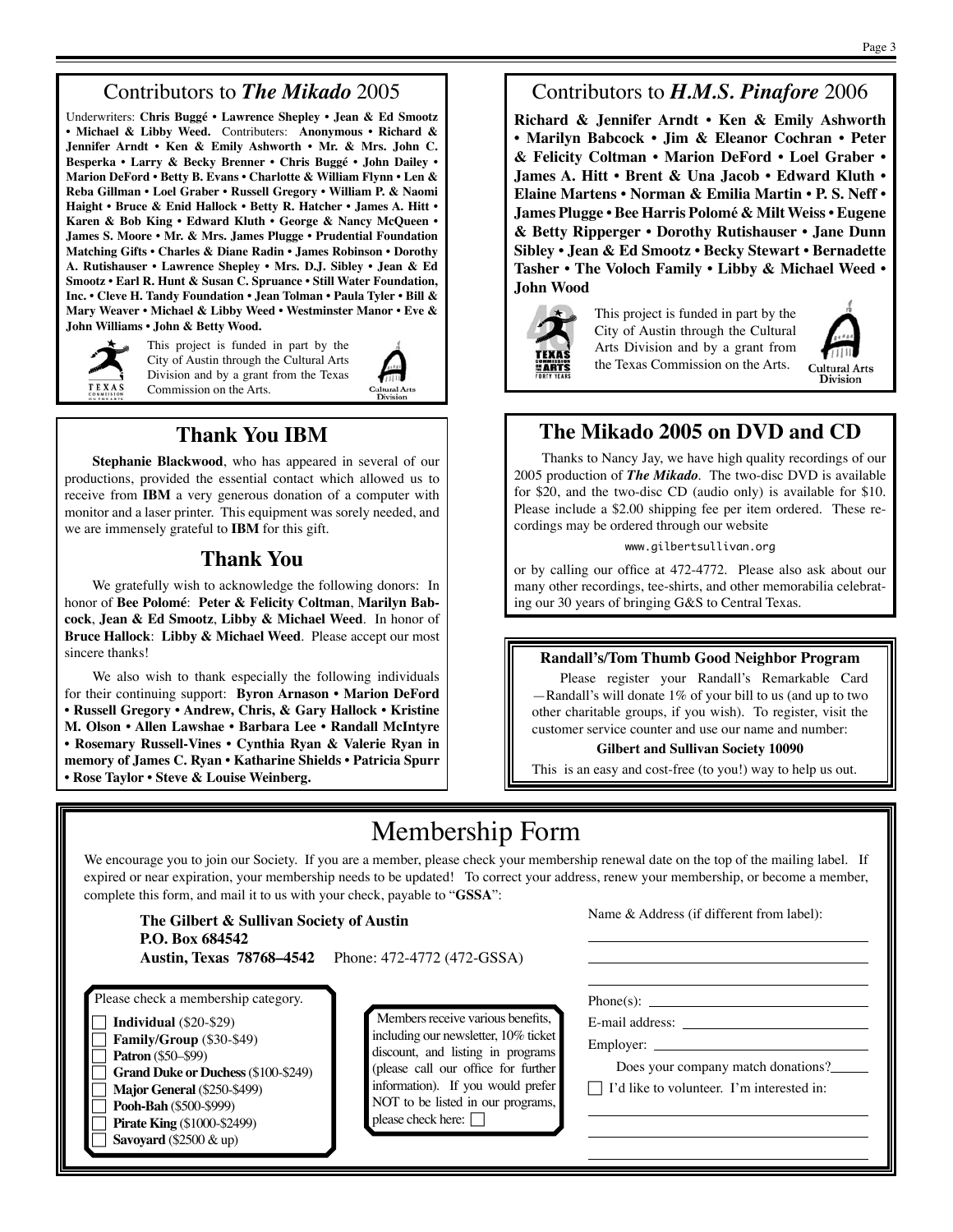## Contributors to *The Mikado* 2005

Underwriters: **Chris Buggé • Lawrence Shepley • Jean & Ed Smootz • Michael & Libby Weed.** Contributers: **Anonymous • Richard & Jennifer Arndt • Ken & Emily Ashworth • Mr. & Mrs. John C. Besperka • Larry & Becky Brenner • Chris Buggé • John Dailey • Marion DeFord • Betty B. Evans • Charlotte & William Flynn • Len & Reba Gillman • Loel Graber • Russell Gregory • William P. & Naomi Haight • Bruce & Enid Hallock • Betty R. Hatcher • James A. Hitt • Karen & Bob King • Edward Kluth • George & Nancy McQueen • James S. Moore • Mr. & Mrs. James Plugge • Prudential Foundation Matching Gifts • Charles & Diane Radin • James Robinson • Dorothy A. Rutishauser • Lawrence Shepley • Mrs. D.J. Sibley • Jean & Ed Smootz • Earl R. Hunt & Susan C. Spruance • Still Water Foundation, Inc. • Cleve H. Tandy Foundation • Jean Tolman • Paula Tyler • Bill & Mary Weaver • Michael & Libby Weed • Westminster Manor • Eve & John Williams • John & Betty Wood.**

This project is funded in part by the City of Austin through the Cultural Arts Division and by a grant from the Texas Commission on the Arts.

## Thank You IBM

**Stephanie Blackwood**, who has appeared in several of our productions, provided the essential contact which allowed us to receive from **IBM** a very generous donation of a computer with monitor and a laser printer. This equipment was sorely needed, and we are immensely grateful to **IBM** for this gift.

## Thank You

We gratefully wish to acknowledge the following donors: In honor of **Bee Polomé**: **Peter & Felicity Coltman**, **Marilyn Babcock**, **Jean & Ed Smootz**, **Libby & Michael Weed**. In honor of **Bruce Hallock**: **Libby & Michael Weed**. Please accept our most sincere thanks!

We also wish to thank especially the following individuals for their continuing support: **Byron Arnason • Marion DeFord • Russell Gregory • Andrew, Chris, & Gary Hallock • Kristine M. Olson • Allen Lawshae • Barbara Lee • Randall McIntyre • Rosemary Russell-Vines • Cynthia Ryan & Valerie Ryan in memory of James C. Ryan • Katharine Shields • Patricia Spurr • Rose Taylor • Steve & Louise Weinberg.**

## Contributors to *H.M.S. Pinafore* 2006

**Richard & Jennifer Arndt • Ken & Emily Ashworth • Marilyn Babcock • Jim & Eleanor Cochran • Peter & Felicity Coltman • Marion DeFord • Loel Graber • James A. Hitt • Brent & Una Jacob • Edward Kluth • Elaine Martens • Norman & Emilia Martin • P. S. Neff • James Plugge • Bee Harris Polomé & Milt Weiss • Eugene & Betty Ripperger • Dorothy Rutishauser • Jane Dunn Sibley • Jean & Ed Smootz • Becky Stewart • Bernadette Tasher • The Voloch Family • Libby & Michael Weed • John Wood**

This project is funded in part by the City of Austin through the Cultural Arts Division and by a grant from the Texas Commission on the Arts.

## The Mikado 2005 on DVD and CD

Thanks to Nancy Jay, we have high quality recordings of our 2005 production of ***The Mikado***. The two-disc DVD is available for $20, and the two-disc CD (audio only) is available for $10. Please include a $2.00 shipping fee per item ordered. These recordings may be ordered through our website

www.gilbertsullivan.org

or by calling our office at 472-4772. Please also ask about our many other recordings, tee-shirts, and other memorabilia celebrating our 30 years of bringing G&S to Central Texas.

### Randall's/Tom Thumb Good Neighbor Program

Please register your Randall's Remarkable Card—Randall's will donate 1% of your bill to us (and up to two other charitable groups, if you wish). To register, visit the customer service counter and use our name and number:

**Gilbert and Sullivan Society 10090**

This is an easy and cost-free (to you!) way to help us out.

# Membership Form

We encourage you to join our Society. If you are a member, please check your membership renewal date on the top of the mailing label. If expired or near expiration, your membership needs to be updated! To correct your address, renew your membership, or become a member, complete this form, and mail it to us with your check, payable to "**GSSA**":

**The Gilbert & Sullivan Society of Austin**
**P.O. Box 684542**
**Austin, Texas 78768–4542** Phone: 472-4772 (472-GSSA)

Please check a membership category.

- ☐ **Individual** ($20-$29)
- ☐ **Family/Group** ($30-$49)
- ☐ **Patron** ($50–$99)
- ☐ **Grand Duke or Duchess** ($100-$249)
- ☐ **Major General** ($250-$499)
- ☐ **Pooh-Bah** ($500-$999)
- ☐ **Pirate King** ($1000-$2499)
- ☐ **Savoyard** ($2500 & up)

Members receive various benefits, including our newsletter, 10% ticket discount, and listing in programs (please call our office for further information). If you would prefer NOT to be listed in our programs, please check here: ☐

Name & Address (if different from label): ____________________

Phone(s): ____________________

E-mail address: ____________________

Employer: ____________________

Does your company match donations? ______

☐ I'd like to volunteer. I'm interested in: ____________________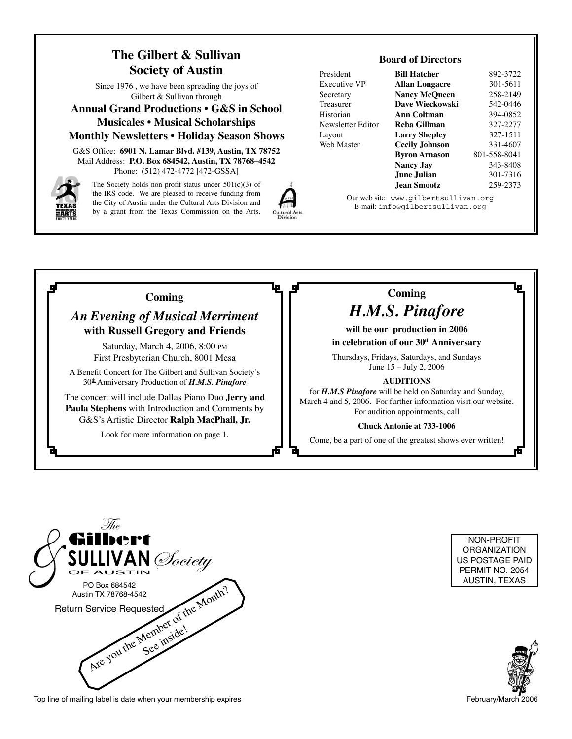## The Gilbert & Sullivan Society of Austin

Since 1976 , we have been spreading the joys of Gilbert & Sullivan through

**Annual Grand Productions • G&S in School Musicales • Musical Scholarships Monthly Newsletters • Holiday Season Shows**

G&S Office: **6901 N. Lamar Blvd. #139, Austin, TX 78752**
Mail Address: **P.O. Box 684542, Austin, TX 78768–4542**
Phone: (512) 472-4772 [472-GSSA]

The Society holds non-profit status under 501(c)(3) of the IRS code. We are pleased to receive funding from the City of Austin under the Cultural Arts Division and by a grant from the Texas Commission on the Arts.

### Board of Directors

| | | |
|---|---|---|
| President | **Bill Hatcher** | 892-3722 |
| Executive VP | **Allan Longacre** | 301-5611 |
| Secretary | **Nancy McQueen** | 258-2149 |
| Treasurer | **Dave Wieckowski** | 542-0446 |
| Historian | **Ann Coltman** | 394-0852 |
| Newsletter Editor | **Reba Gillman** | 327-2277 |
| Layout | **Larry Shepley** | 327-1511 |
| Web Master | **Cecily Johnson** | 331-4607 |
| | **Byron Arnason** | 801-558-8041 |
| | **Nancy Jay** | 343-8408 |
| | **June Julian** | 301-7316 |
| | **Jean Smootz** | 259-2373 |

Our web site: www.gilbertsullivan.org
E-mail: info@gilbertsullivan.org

---

### Coming

## *An Evening of Musical Merriment*
**with Russell Gregory and Friends**

Saturday, March 4, 2006, 8:00 PM
First Presbyterian Church, 8001 Mesa

A Benefit Concert for The Gilbert and Sullivan Society's 30th Anniversary Production of ***H.M.S. Pinafore***

The concert will include Dallas Piano Duo **Jerry and Paula Stephens** with Introduction and Comments by G&S's Artistic Director **Ralph MacPhail, Jr.**

Look for more information on page 1.

---

### Coming

## *H.M.S. Pinafore*

**will be our production in 2006**
**in celebration of our 30th Anniversary**

Thursdays, Fridays, Saturdays, and Sundays
June 15 – July 2, 2006

**AUDITIONS**

for ***H.M.S Pinafore*** will be held on Saturday and Sunday, March 4 and 5, 2006. For further information visit our website. For audition appointments, call

**Chuck Antonie at 733-1006**

Come, be a part of one of the greatest shows ever written!

---

The Gilbert & Sullivan Society of Austin
PO Box 684542
Austin TX 78768-4542

Return Service Requested

Are you the Member of the Month? See inside!

NON-PROFIT ORGANIZATION
US POSTAGE PAID
PERMIT NO. 2054
AUSTIN, TEXAS

Top line of mailing label is date when your membership expires

February/March 2006